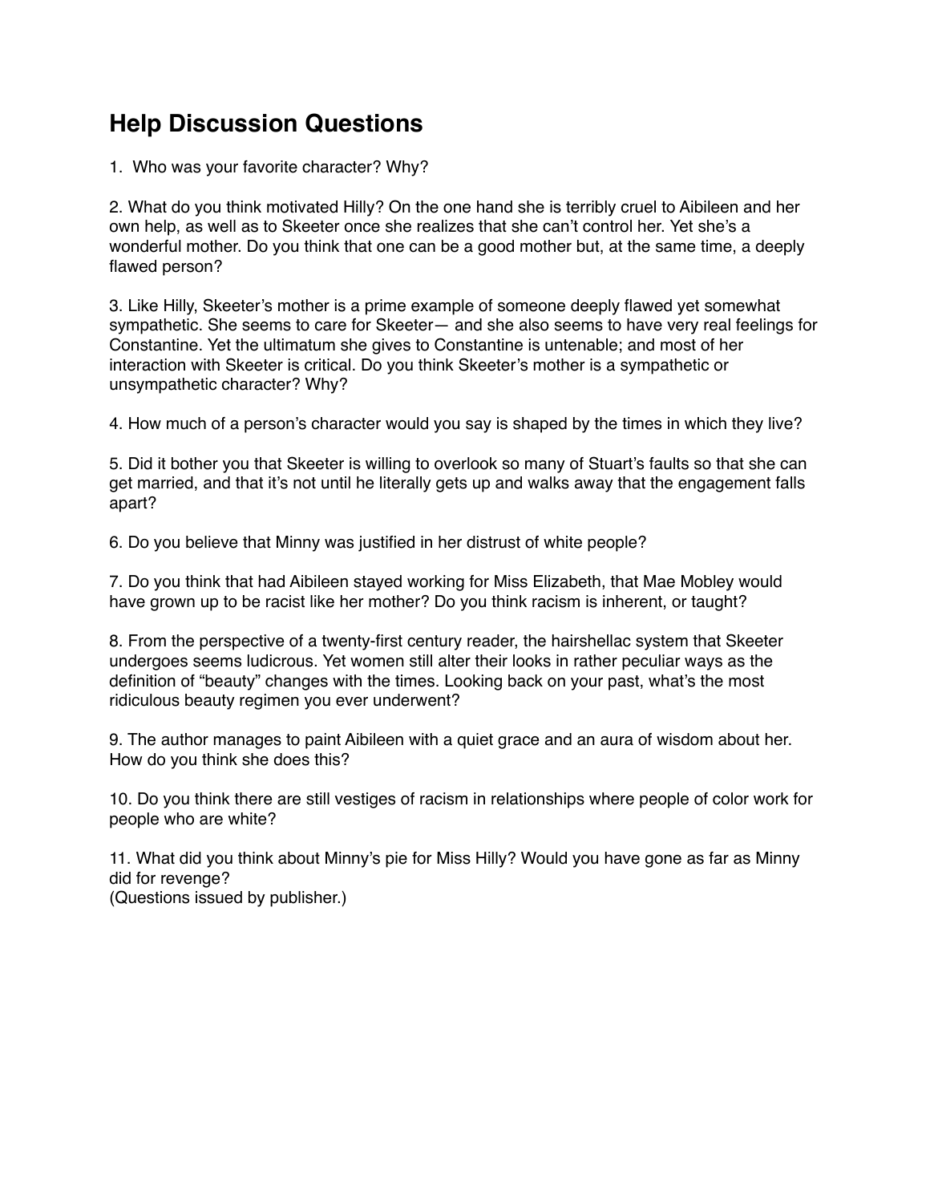## Help Discussion Questions

1. Who was your favorite character? Why?

2. What do you think motivated Hilly? On the one hand she is terribly cruel to Aibileen and her own help, as well as to Skeeter once she realizes that she can't control her. Yet she's a wonderful mother. Do you think that one can be a good mother but, at the same time, a deeply flawed person?

3. Like Hilly, Skeeter's mother is a prime example of someone deeply flawed yet somewhat sympathetic. She seems to care for Skeeter— and she also seems to have very real feelings for Constantine. Yet the ultimatum she gives to Constantine is untenable; and most of her interaction with Skeeter is critical. Do you think Skeeter's mother is a sympathetic or unsympathetic character? Why?

4. How much of a person's character would you say is shaped by the times in which they live?

5. Did it bother you that Skeeter is willing to overlook so many of Stuart's faults so that she can get married, and that it's not until he literally gets up and walks away that the engagement falls apart?

6. Do you believe that Minny was justified in her distrust of white people?

7. Do you think that had Aibileen stayed working for Miss Elizabeth, that Mae Mobley would have grown up to be racist like her mother? Do you think racism is inherent, or taught?

8. From the perspective of a twenty-first century reader, the hairshellac system that Skeeter undergoes seems ludicrous. Yet women still alter their looks in rather peculiar ways as the definition of "beauty" changes with the times. Looking back on your past, what's the most ridiculous beauty regimen you ever underwent?

9. The author manages to paint Aibileen with a quiet grace and an aura of wisdom about her. How do you think she does this?

10. Do you think there are still vestiges of racism in relationships where people of color work for people who are white?

11. What did you think about Minny's pie for Miss Hilly? Would you have gone as far as Minny did for revenge?
(Questions issued by publisher.)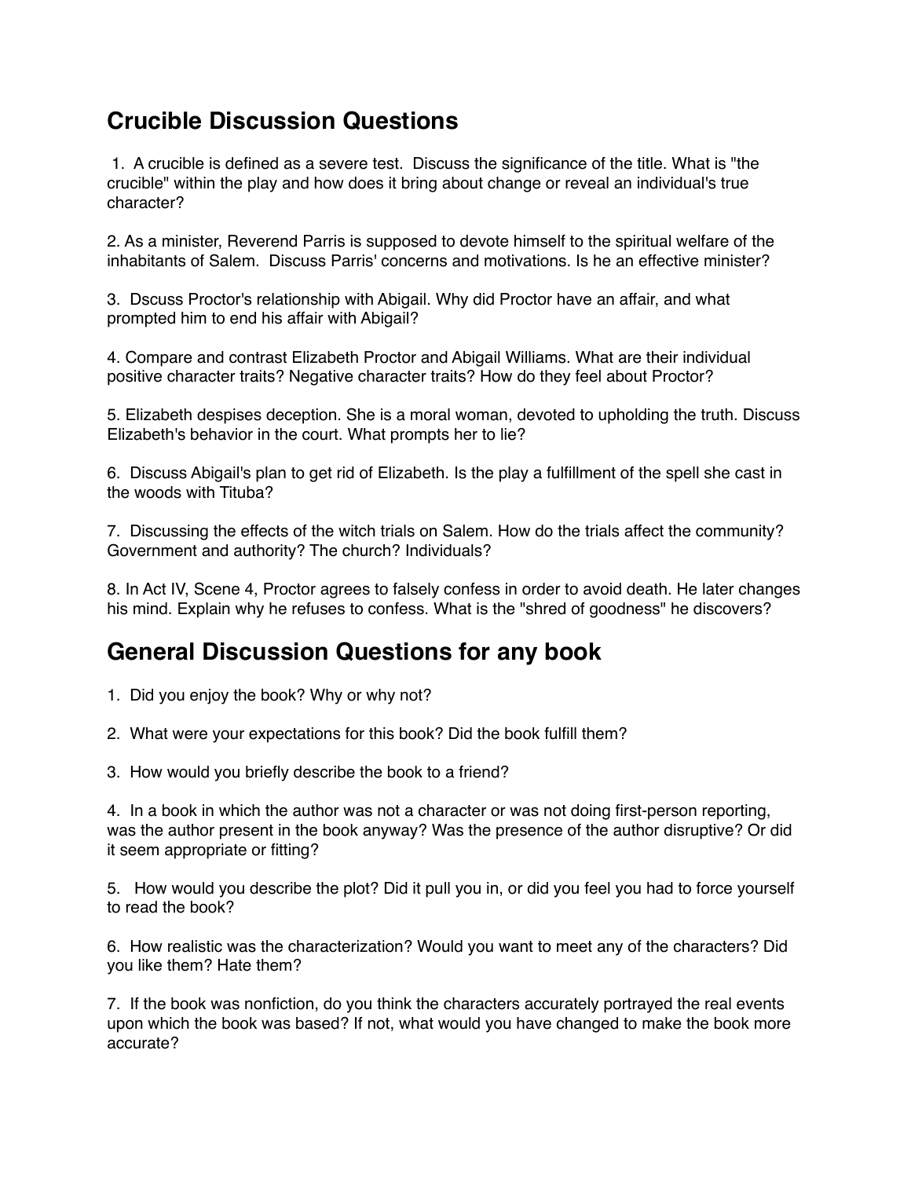## Crucible Discussion Questions

1. A crucible is defined as a severe test. Discuss the significance of the title. What is "the crucible" within the play and how does it bring about change or reveal an individual's true character?

2. As a minister, Reverend Parris is supposed to devote himself to the spiritual welfare of the inhabitants of Salem. Discuss Parris' concerns and motivations. Is he an effective minister?

3. Dscuss Proctor's relationship with Abigail. Why did Proctor have an affair, and what prompted him to end his affair with Abigail?

4. Compare and contrast Elizabeth Proctor and Abigail Williams. What are their individual positive character traits? Negative character traits? How do they feel about Proctor?

5. Elizabeth despises deception. She is a moral woman, devoted to upholding the truth. Discuss Elizabeth's behavior in the court. What prompts her to lie?

6. Discuss Abigail's plan to get rid of Elizabeth. Is the play a fulfillment of the spell she cast in the woods with Tituba?

7. Discussing the effects of the witch trials on Salem. How do the trials affect the community? Government and authority? The church? Individuals?

8. In Act IV, Scene 4, Proctor agrees to falsely confess in order to avoid death. He later changes his mind. Explain why he refuses to confess. What is the "shred of goodness" he discovers?

## General Discussion Questions for any book

1. Did you enjoy the book? Why or why not?

2. What were your expectations for this book? Did the book fulfill them?

3. How would you briefly describe the book to a friend?

4. In a book in which the author was not a character or was not doing first-person reporting, was the author present in the book anyway? Was the presence of the author disruptive? Or did it seem appropriate or fitting?

5. How would you describe the plot? Did it pull you in, or did you feel you had to force yourself to read the book?

6. How realistic was the characterization? Would you want to meet any of the characters? Did you like them? Hate them?

7. If the book was nonfiction, do you think the characters accurately portrayed the real events upon which the book was based? If not, what would you have changed to make the book more accurate?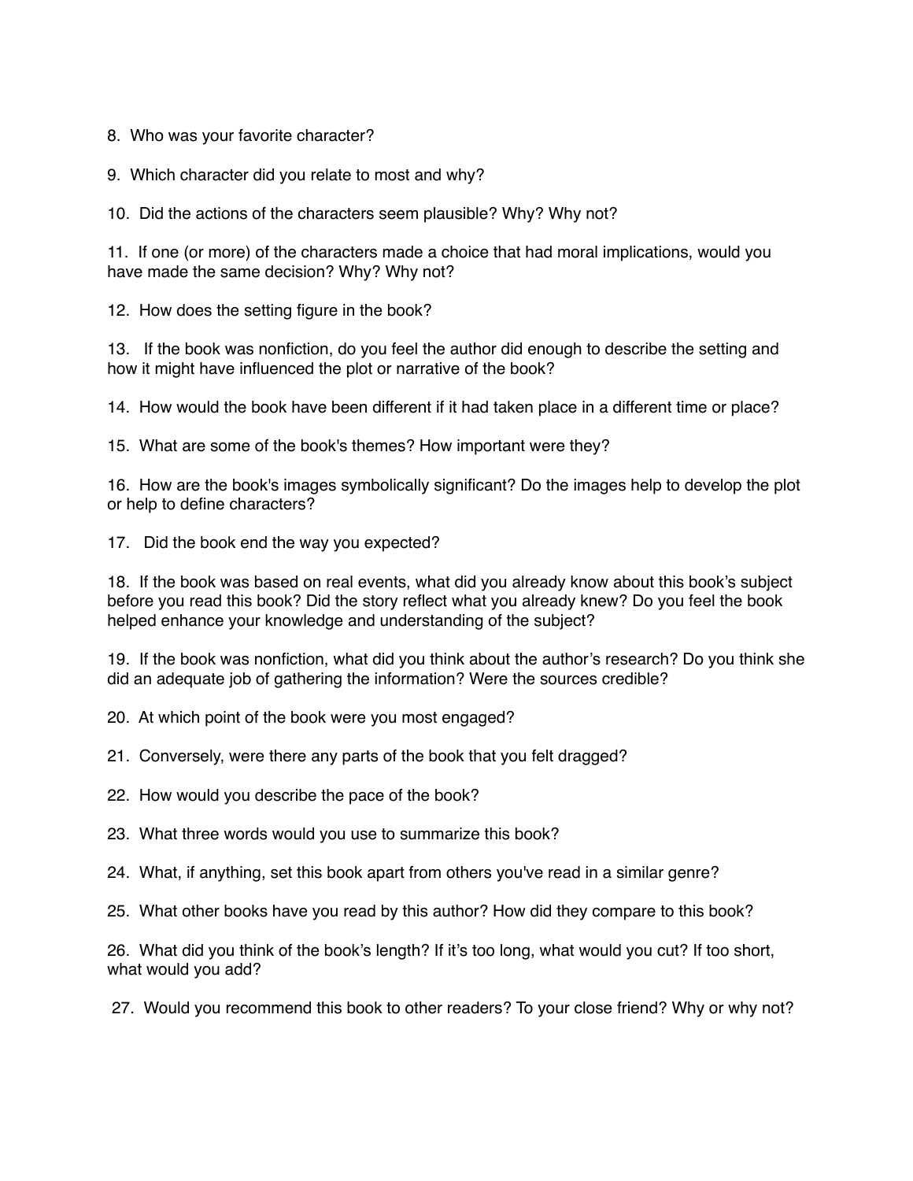8. Who was your favorite character?

9. Which character did you relate to most and why?

10. Did the actions of the characters seem plausible? Why? Why not?

11. If one (or more) of the characters made a choice that had moral implications, would you have made the same decision? Why? Why not?

12. How does the setting figure in the book?

13. If the book was nonfiction, do you feel the author did enough to describe the setting and how it might have influenced the plot or narrative of the book?

14. How would the book have been different if it had taken place in a different time or place?

15. What are some of the book's themes? How important were they?

16. How are the book's images symbolically significant? Do the images help to develop the plot or help to define characters?

17. Did the book end the way you expected?

18. If the book was based on real events, what did you already know about this book's subject before you read this book? Did the story reflect what you already knew? Do you feel the book helped enhance your knowledge and understanding of the subject?

19. If the book was nonfiction, what did you think about the author's research? Do you think she did an adequate job of gathering the information? Were the sources credible?

20. At which point of the book were you most engaged?

21. Conversely, were there any parts of the book that you felt dragged?

22. How would you describe the pace of the book?

23. What three words would you use to summarize this book?

24. What, if anything, set this book apart from others you've read in a similar genre?

25. What other books have you read by this author? How did they compare to this book?

26. What did you think of the book's length? If it's too long, what would you cut? If too short, what would you add?

27. Would you recommend this book to other readers? To your close friend? Why or why not?